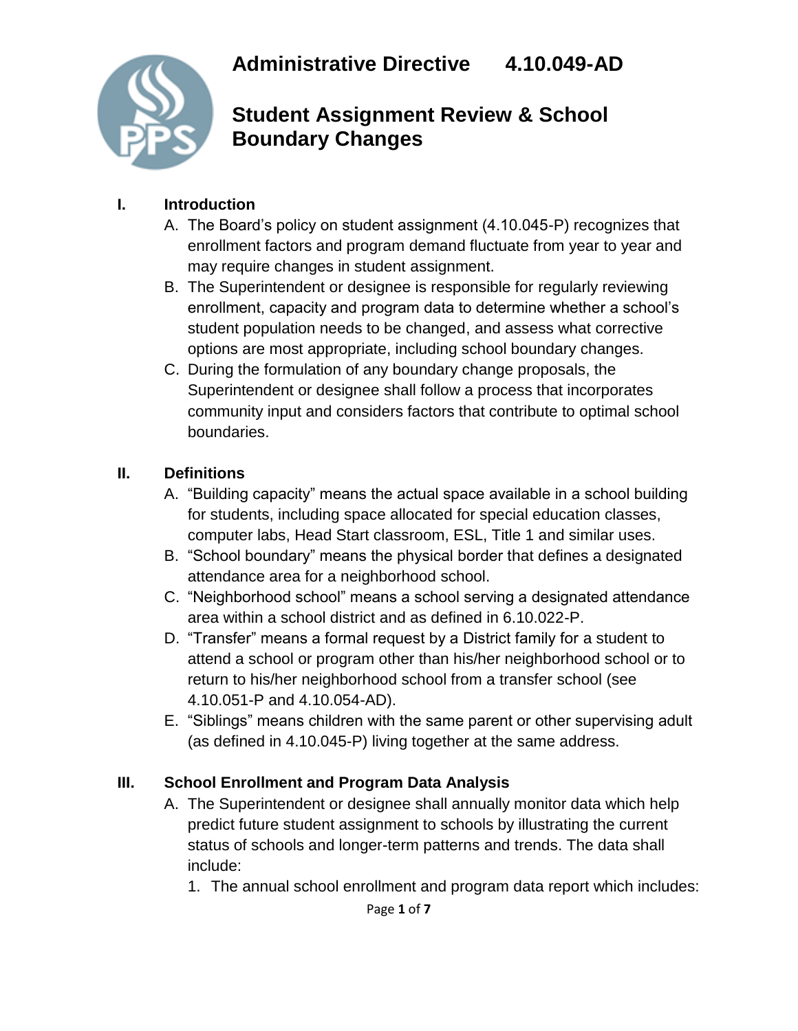# Administrative Directive 4.10.049-AD

# Student Assignment Review & School Boundary Changes

## I. Introduction

A. The Board's policy on student assignment (4.10.045-P) recognizes that enrollment factors and program demand fluctuate from year to year and may require changes in student assignment.

B. The Superintendent or designee is responsible for regularly reviewing enrollment, capacity and program data to determine whether a school's student population needs to be changed, and assess what corrective options are most appropriate, including school boundary changes.

C. During the formulation of any boundary change proposals, the Superintendent or designee shall follow a process that incorporates community input and considers factors that contribute to optimal school boundaries.

## II. Definitions

A. "Building capacity" means the actual space available in a school building for students, including space allocated for special education classes, computer labs, Head Start classroom, ESL, Title 1 and similar uses.

B. "School boundary" means the physical border that defines a designated attendance area for a neighborhood school.

C. "Neighborhood school" means a school serving a designated attendance area within a school district and as defined in 6.10.022-P.

D. "Transfer" means a formal request by a District family for a student to attend a school or program other than his/her neighborhood school or to return to his/her neighborhood school from a transfer school (see 4.10.051-P and 4.10.054-AD).

E. "Siblings" means children with the same parent or other supervising adult (as defined in 4.10.045-P) living together at the same address.

## III. School Enrollment and Program Data Analysis

A. The Superintendent or designee shall annually monitor data which help predict future student assignment to schools by illustrating the current status of schools and longer-term patterns and trends. The data shall include:

1. The annual school enrollment and program data report which includes: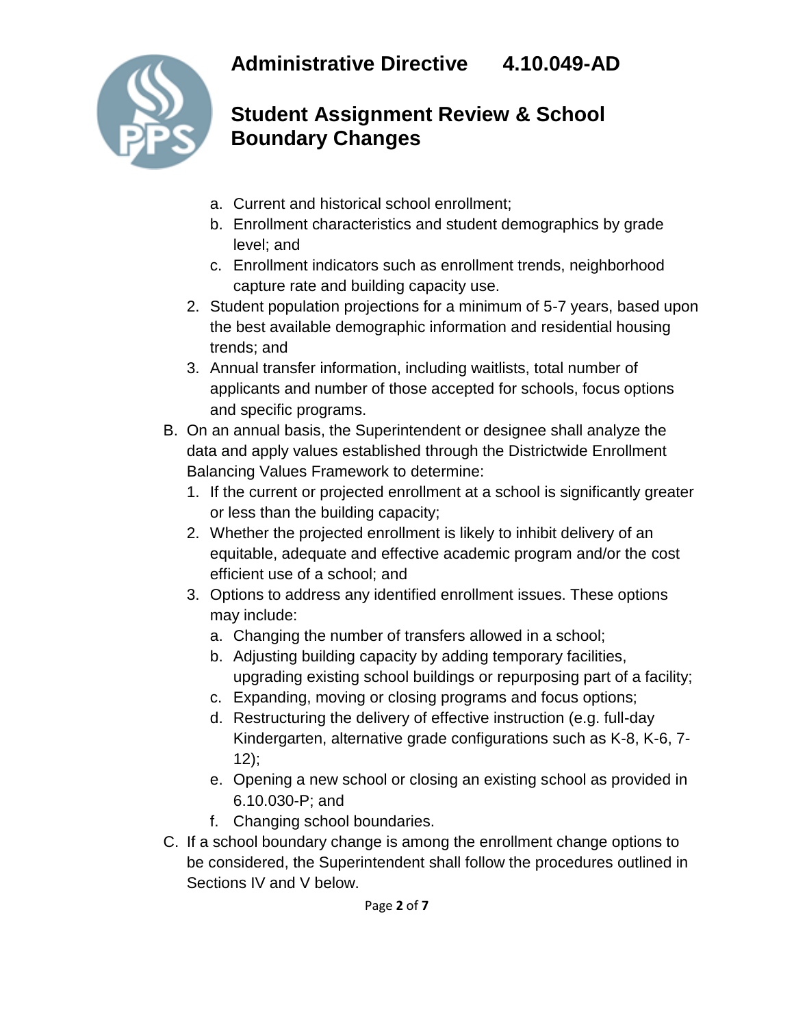a. Current and historical school enrollment;
   b. Enrollment characteristics and student demographics by grade level; and
   c. Enrollment indicators such as enrollment trends, neighborhood capture rate and building capacity use.
2. Student population projections for a minimum of 5-7 years, based upon the best available demographic information and residential housing trends; and
3. Annual transfer information, including waitlists, total number of applicants and number of those accepted for schools, focus options and specific programs.

B. On an annual basis, the Superintendent or designee shall analyze the data and apply values established through the Districtwide Enrollment Balancing Values Framework to determine:
   1. If the current or projected enrollment at a school is significantly greater or less than the building capacity;
   2. Whether the projected enrollment is likely to inhibit delivery of an equitable, adequate and effective academic program and/or the cost efficient use of a school; and
   3. Options to address any identified enrollment issues. These options may include:
      a. Changing the number of transfers allowed in a school;
      b. Adjusting building capacity by adding temporary facilities, upgrading existing school buildings or repurposing part of a facility;
      c. Expanding, moving or closing programs and focus options;
      d. Restructuring the delivery of effective instruction (e.g. full-day Kindergarten, alternative grade configurations such as K-8, K-6, 7-12);
      e. Opening a new school or closing an existing school as provided in 6.10.030-P; and
      f. Changing school boundaries.

C. If a school boundary change is among the enrollment change options to be considered, the Superintendent shall follow the procedures outlined in Sections IV and V below.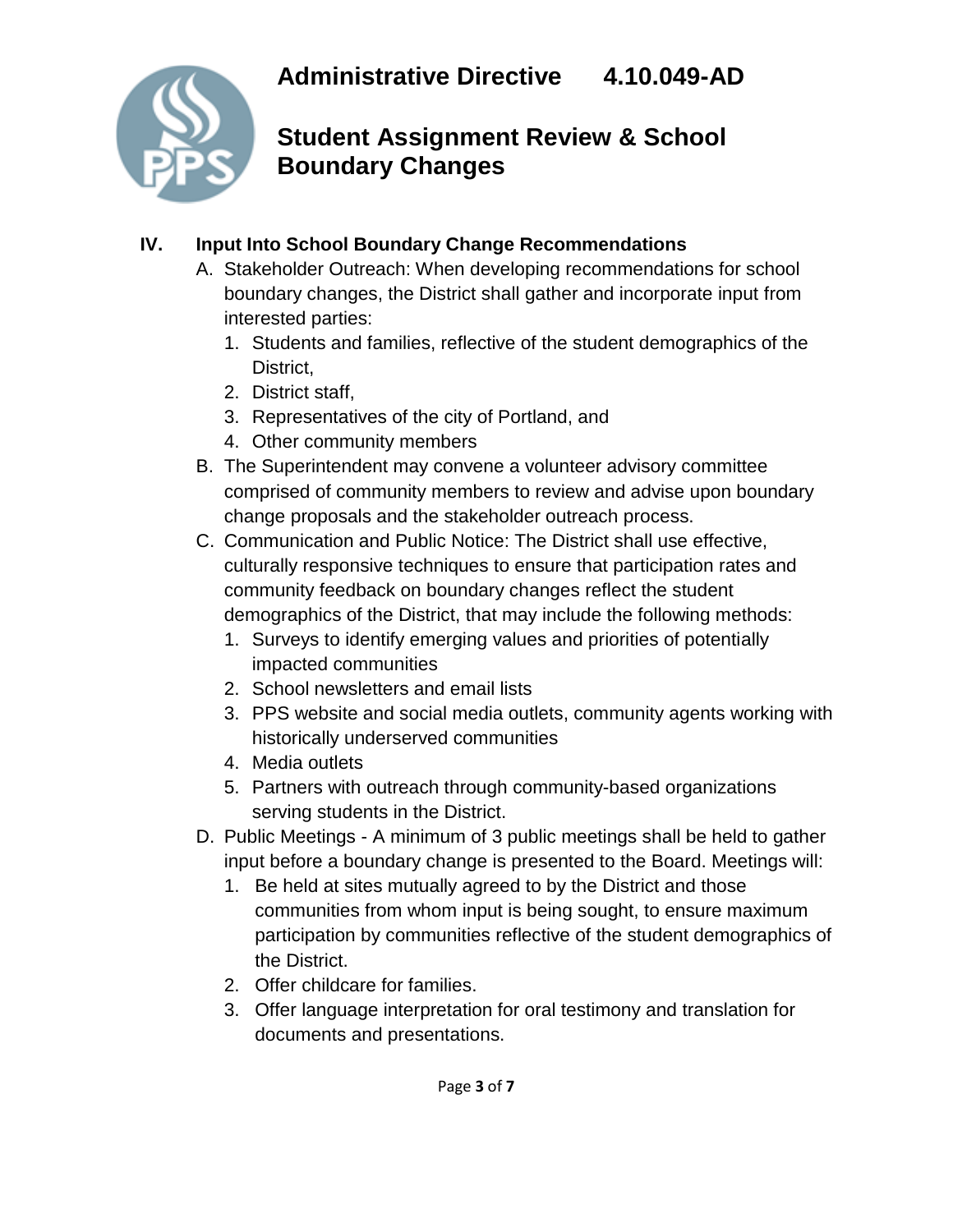## IV. Input Into School Boundary Change Recommendations

A. Stakeholder Outreach: When developing recommendations for school boundary changes, the District shall gather and incorporate input from interested parties:
   1. Students and families, reflective of the student demographics of the District,
   2. District staff,
   3. Representatives of the city of Portland, and
   4. Other community members

B. The Superintendent may convene a volunteer advisory committee comprised of community members to review and advise upon boundary change proposals and the stakeholder outreach process.

C. Communication and Public Notice: The District shall use effective, culturally responsive techniques to ensure that participation rates and community feedback on boundary changes reflect the student demographics of the District, that may include the following methods:
   1. Surveys to identify emerging values and priorities of potentially impacted communities
   2. School newsletters and email lists
   3. PPS website and social media outlets, community agents working with historically underserved communities
   4. Media outlets
   5. Partners with outreach through community-based organizations serving students in the District.

D. Public Meetings - A minimum of 3 public meetings shall be held to gather input before a boundary change is presented to the Board. Meetings will:
   1. Be held at sites mutually agreed to by the District and those communities from whom input is being sought, to ensure maximum participation by communities reflective of the student demographics of the District.
   2. Offer childcare for families.
   3. Offer language interpretation for oral testimony and translation for documents and presentations.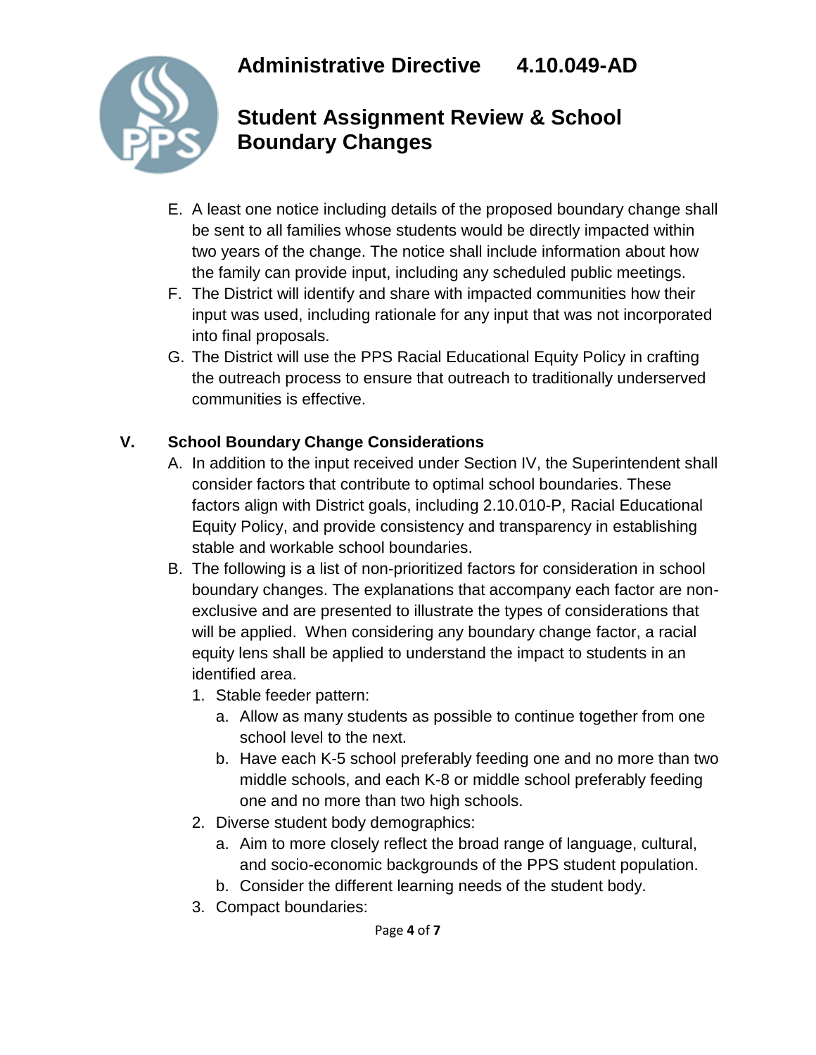E. A least one notice including details of the proposed boundary change shall be sent to all families whose students would be directly impacted within two years of the change. The notice shall include information about how the family can provide input, including any scheduled public meetings.

F. The District will identify and share with impacted communities how their input was used, including rationale for any input that was not incorporated into final proposals.

G. The District will use the PPS Racial Educational Equity Policy in crafting the outreach process to ensure that outreach to traditionally underserved communities is effective.

## V. School Boundary Change Considerations

A. In addition to the input received under Section IV, the Superintendent shall consider factors that contribute to optimal school boundaries. These factors align with District goals, including 2.10.010-P, Racial Educational Equity Policy, and provide consistency and transparency in establishing stable and workable school boundaries.

B. The following is a list of non-prioritized factors for consideration in school boundary changes. The explanations that accompany each factor are non-exclusive and are presented to illustrate the types of considerations that will be applied. When considering any boundary change factor, a racial equity lens shall be applied to understand the impact to students in an identified area.

   1. Stable feeder pattern:
      a. Allow as many students as possible to continue together from one school level to the next.
      b. Have each K-5 school preferably feeding one and no more than two middle schools, and each K-8 or middle school preferably feeding one and no more than two high schools.
   2. Diverse student body demographics:
      a. Aim to more closely reflect the broad range of language, cultural, and socio-economic backgrounds of the PPS student population.
      b. Consider the different learning needs of the student body.
   3. Compact boundaries: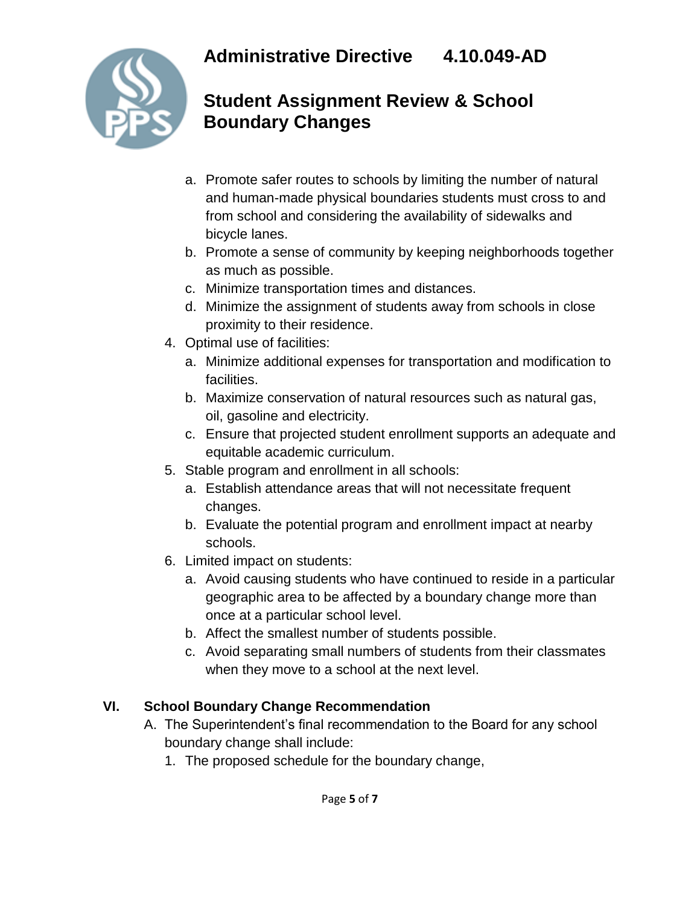a. Promote safer routes to schools by limiting the number of natural and human-made physical boundaries students must cross to and from school and considering the availability of sidewalks and bicycle lanes.
   b. Promote a sense of community by keeping neighborhoods together as much as possible.
   c. Minimize transportation times and distances.
   d. Minimize the assignment of students away from schools in close proximity to their residence.

4. Optimal use of facilities:
   a. Minimize additional expenses for transportation and modification to facilities.
   b. Maximize conservation of natural resources such as natural gas, oil, gasoline and electricity.
   c. Ensure that projected student enrollment supports an adequate and equitable academic curriculum.
5. Stable program and enrollment in all schools:
   a. Establish attendance areas that will not necessitate frequent changes.
   b. Evaluate the potential program and enrollment impact at nearby schools.
6. Limited impact on students:
   a. Avoid causing students who have continued to reside in a particular geographic area to be affected by a boundary change more than once at a particular school level.
   b. Affect the smallest number of students possible.
   c. Avoid separating small numbers of students from their classmates when they move to a school at the next level.

## VI. School Boundary Change Recommendation

A. The Superintendent's final recommendation to the Board for any school boundary change shall include:

1. The proposed schedule for the boundary change,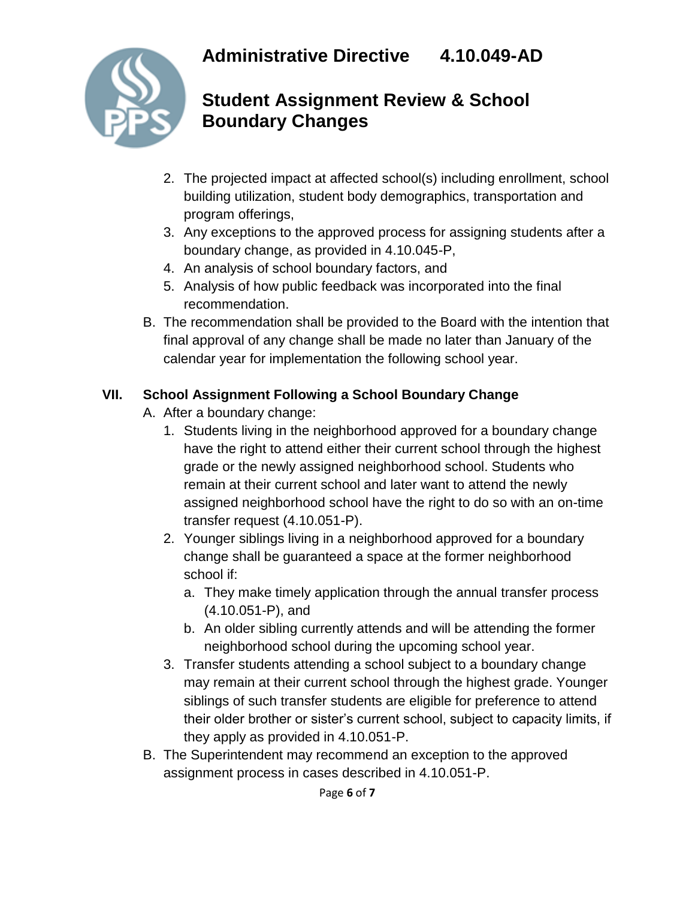2. The projected impact at affected school(s) including enrollment, school building utilization, student body demographics, transportation and program offerings,
3. Any exceptions to the approved process for assigning students after a boundary change, as provided in 4.10.045-P,
4. An analysis of school boundary factors, and
5. Analysis of how public feedback was incorporated into the final recommendation.

B. The recommendation shall be provided to the Board with the intention that final approval of any change shall be made no later than January of the calendar year for implementation the following school year.

## VII. School Assignment Following a School Boundary Change

A. After a boundary change:

1. Students living in the neighborhood approved for a boundary change have the right to attend either their current school through the highest grade or the newly assigned neighborhood school. Students who remain at their current school and later want to attend the newly assigned neighborhood school have the right to do so with an on-time transfer request (4.10.051-P).
2. Younger siblings living in a neighborhood approved for a boundary change shall be guaranteed a space at the former neighborhood school if:
   a. They make timely application through the annual transfer process (4.10.051-P), and
   b. An older sibling currently attends and will be attending the former neighborhood school during the upcoming school year.
3. Transfer students attending a school subject to a boundary change may remain at their current school through the highest grade. Younger siblings of such transfer students are eligible for preference to attend their older brother or sister's current school, subject to capacity limits, if they apply as provided in 4.10.051-P.

B. The Superintendent may recommend an exception to the approved assignment process in cases described in 4.10.051-P.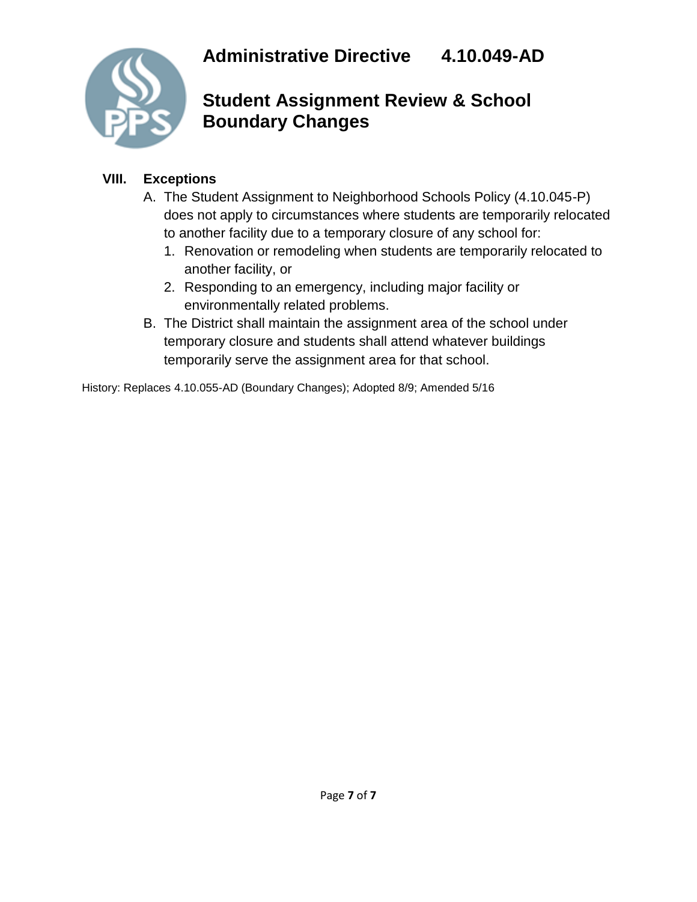## VIII. Exceptions

A. The Student Assignment to Neighborhood Schools Policy (4.10.045-P) does not apply to circumstances where students are temporarily relocated to another facility due to a temporary closure of any school for:

1. Renovation or remodeling when students are temporarily relocated to another facility, or
2. Responding to an emergency, including major facility or environmentally related problems.

B. The District shall maintain the assignment area of the school under temporary closure and students shall attend whatever buildings temporarily serve the assignment area for that school.

History: Replaces 4.10.055-AD (Boundary Changes); Adopted 8/9; Amended 5/16